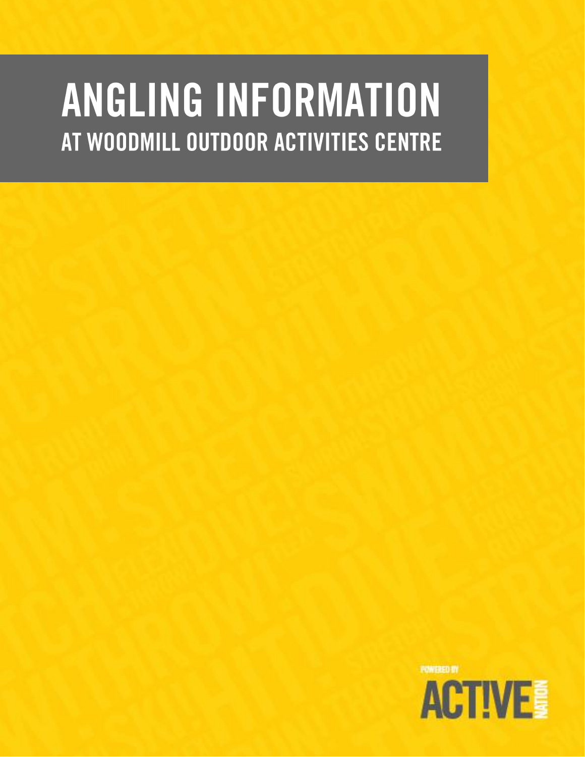# ANGLING INFORMATION

## AT WOODMILL OUTDOOR ACTIVITIES CENTRE

POWERED BY

ACT!VE NATION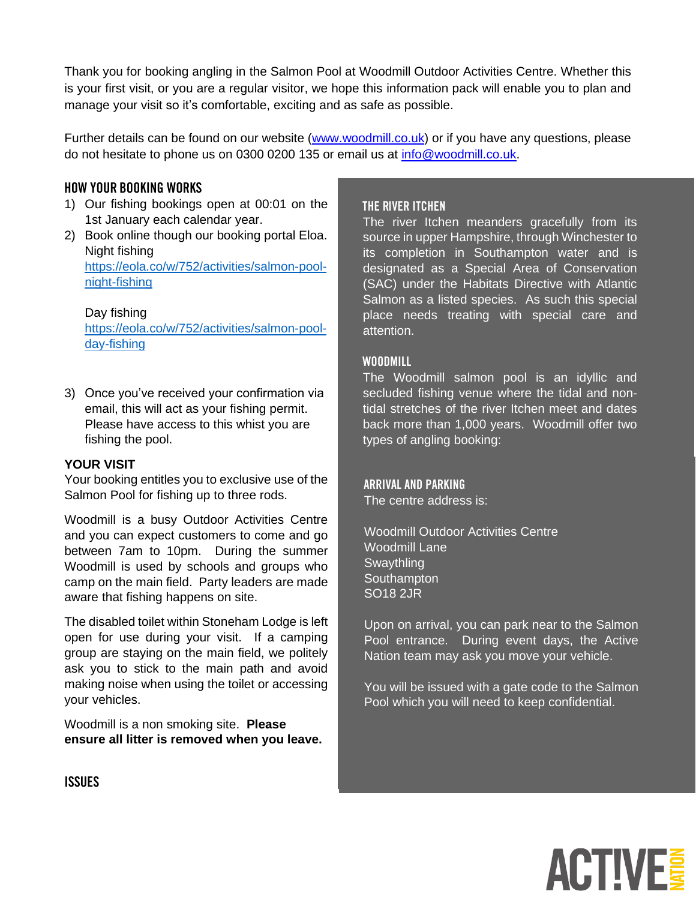Thank you for booking angling in the Salmon Pool at Woodmill Outdoor Activities Centre. Whether this is your first visit, or you are a regular visitor, we hope this information pack will enable you to plan and manage your visit so it's comfortable, exciting and as safe as possible.

Further details can be found on our website (www.woodmill.co.uk) or if you have any questions, please do not hesitate to phone us on 0300 0200 135 or email us at info@woodmill.co.uk.

## HOW YOUR BOOKING WORKS

1) Our fishing bookings open at 00:01 on the 1st January each calendar year.
2) Book online though our booking portal Eloa.
   Night fishing
   https://eola.co/w/752/activities/salmon-pool-night-fishing

   Day fishing
   https://eola.co/w/752/activities/salmon-pool-day-fishing

3) Once you've received your confirmation via email, this will act as your fishing permit. Please have access to this whist you are fishing the pool.

**YOUR VISIT**

Your booking entitles you to exclusive use of the Salmon Pool for fishing up to three rods.

Woodmill is a busy Outdoor Activities Centre and you can expect customers to come and go between 7am to 10pm. During the summer Woodmill is used by schools and groups who camp on the main field. Party leaders are made aware that fishing happens on site.

The disabled toilet within Stoneham Lodge is left open for use during your visit. If a camping group are staying on the main field, we politely ask you to stick to the main path and avoid making noise when using the toilet or accessing your vehicles.

Woodmill is a non smoking site. **Please ensure all litter is removed when you leave.**

## ISSUES

## THE RIVER ITCHEN

The river Itchen meanders gracefully from its source in upper Hampshire, through Winchester to its completion in Southampton water and is designated as a Special Area of Conservation (SAC) under the Habitats Directive with Atlantic Salmon as a listed species. As such this special place needs treating with special care and attention.

## WOODMILL

The Woodmill salmon pool is an idyllic and secluded fishing venue where the tidal and non-tidal stretches of the river Itchen meet and dates back more than 1,000 years. Woodmill offer two types of angling booking:

## ARRIVAL AND PARKING

The centre address is:

Woodmill Outdoor Activities Centre
Woodmill Lane
Swaythling
Southampton
SO18 2JR

Upon on arrival, you can park near to the Salmon Pool entrance. During event days, the Active Nation team may ask you move your vehicle.

You will be issued with a gate code to the Salmon Pool which you will need to keep confidential.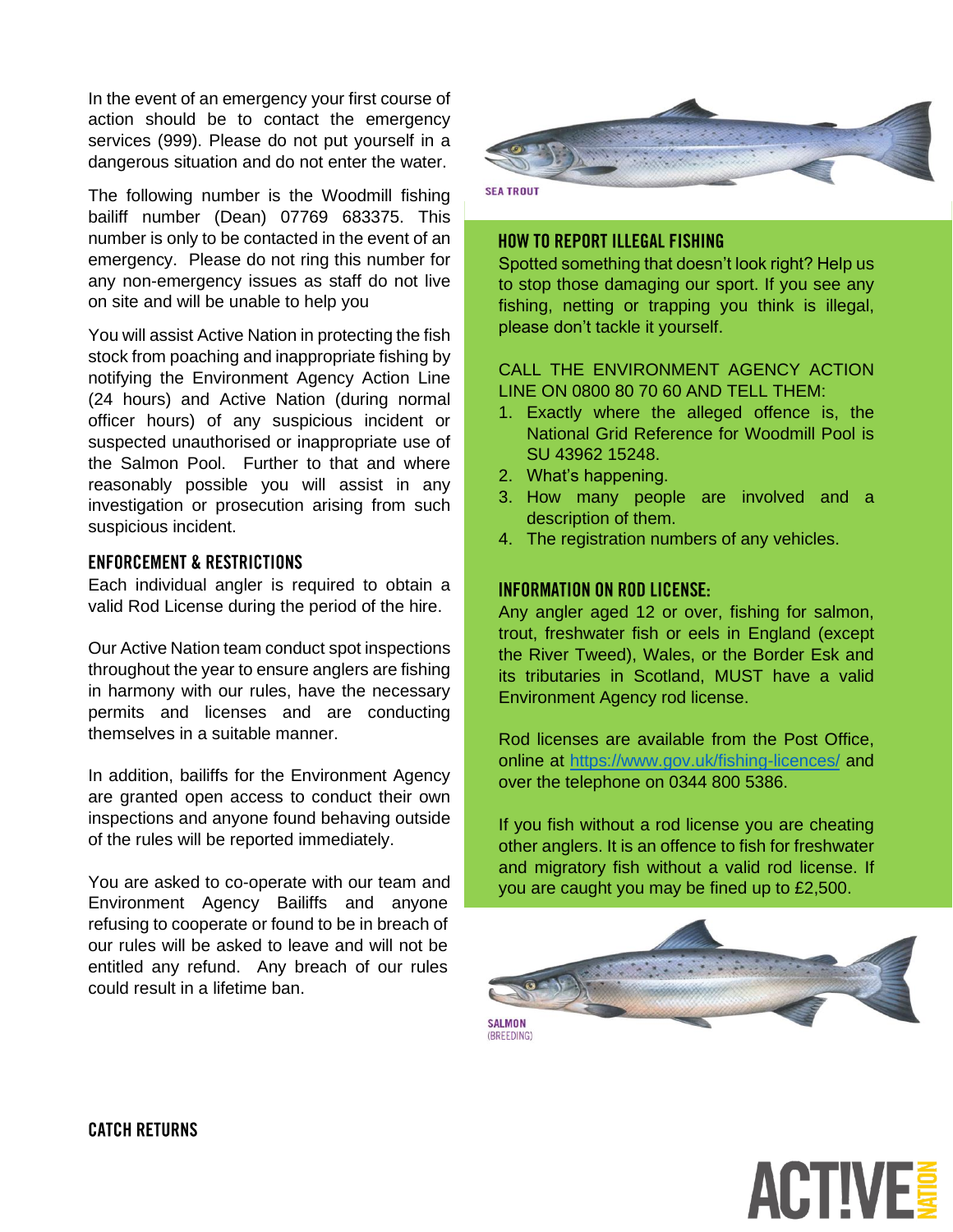In the event of an emergency your first course of action should be to contact the emergency services (999). Please do not put yourself in a dangerous situation and do not enter the water.

The following number is the Woodmill fishing bailiff number (Dean) 07769 683375. This number is only to be contacted in the event of an emergency. Please do not ring this number for any non-emergency issues as staff do not live on site and will be unable to help you

You will assist Active Nation in protecting the fish stock from poaching and inappropriate fishing by notifying the Environment Agency Action Line (24 hours) and Active Nation (during normal officer hours) of any suspicious incident or suspected unauthorised or inappropriate use of the Salmon Pool. Further to that and where reasonably possible you will assist in any investigation or prosecution arising from such suspicious incident.

## ENFORCEMENT & RESTRICTIONS

Each individual angler is required to obtain a valid Rod License during the period of the hire.

Our Active Nation team conduct spot inspections throughout the year to ensure anglers are fishing in harmony with our rules, have the necessary permits and licenses and are conducting themselves in a suitable manner.

In addition, bailiffs for the Environment Agency are granted open access to conduct their own inspections and anyone found behaving outside of the rules will be reported immediately.

You are asked to co-operate with our team and Environment Agency Bailiffs and anyone refusing to cooperate or found to be in breach of our rules will be asked to leave and will not be entitled any refund. Any breach of our rules could result in a lifetime ban.

SEA TROUT

## HOW TO REPORT ILLEGAL FISHING

Spotted something that doesn't look right? Help us to stop those damaging our sport. If you see any fishing, netting or trapping you think is illegal, please don't tackle it yourself.

CALL THE ENVIRONMENT AGENCY ACTION LINE ON 0800 80 70 60 AND TELL THEM:

1. Exactly where the alleged offence is, the National Grid Reference for Woodmill Pool is SU 43962 15248.
2. What's happening.
3. How many people are involved and a description of them.
4. The registration numbers of any vehicles.

## INFORMATION ON ROD LICENSE:

Any angler aged 12 or over, fishing for salmon, trout, freshwater fish or eels in England (except the River Tweed), Wales, or the Border Esk and its tributaries in Scotland, MUST have a valid Environment Agency rod license.

Rod licenses are available from the Post Office, online at https://www.gov.uk/fishing-licences/ and over the telephone on 0344 800 5386.

If you fish without a rod license you are cheating other anglers. It is an offence to fish for freshwater and migratory fish without a valid rod license. If you are caught you may be fined up to £2,500.

SALMON
(BREEDING)

## CATCH RETURNS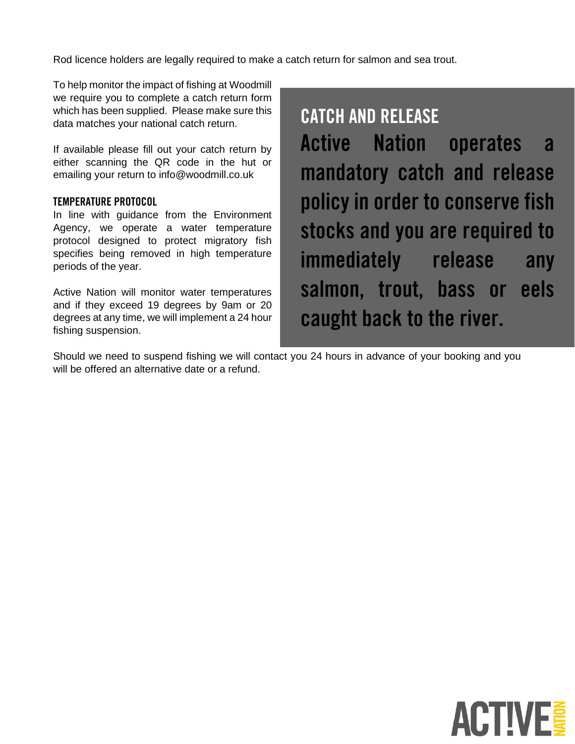Rod licence holders are legally required to make a catch return for salmon and sea trout.

To help monitor the impact of fishing at Woodmill we require you to complete a catch return form which has been supplied. Please make sure this data matches your national catch return.

If available please fill out your catch return by either scanning the QR code in the hut or emailing your return to info@woodmill.co.uk

### TEMPERATURE PROTOCOL

In line with guidance from the Environment Agency, we operate a water temperature protocol designed to protect migratory fish specifies being removed in high temperature periods of the year.

Active Nation will monitor water temperatures and if they exceed 19 degrees by 9am or 20 degrees at any time, we will implement a 24 hour fishing suspension.

## CATCH AND RELEASE

**Active Nation operates a mandatory catch and release policy in order to conserve fish stocks and you are required to immediately release any salmon, trout, bass or eels caught back to the river.**

Should we need to suspend fishing we will contact you 24 hours in advance of your booking and you will be offered an alternative date or a refund.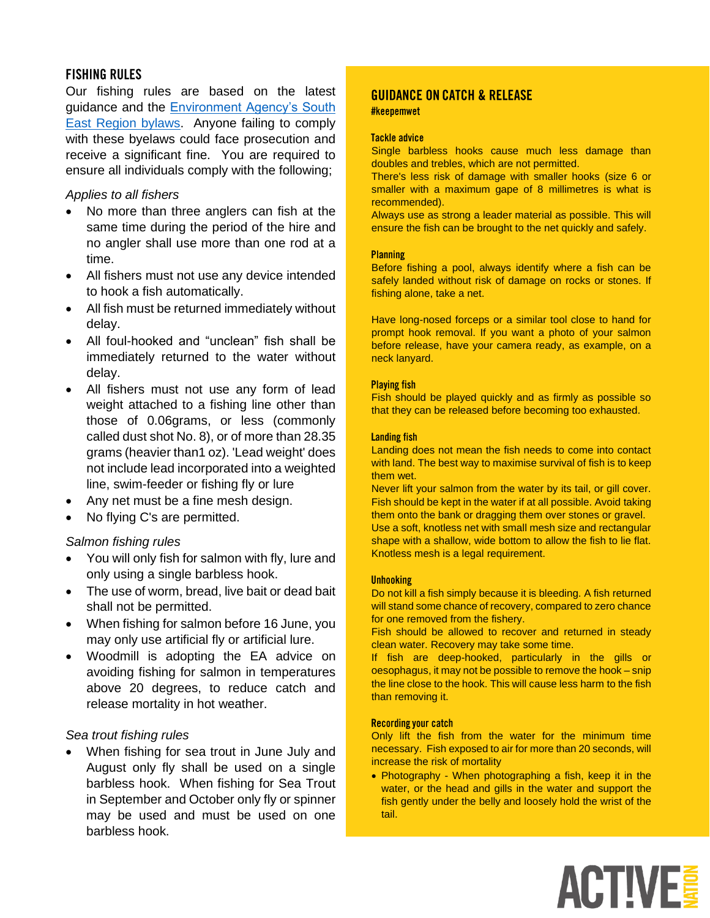## FISHING RULES

Our fishing rules are based on the latest guidance and the [Environment Agency's South East Region bylaws](). Anyone failing to comply with these byelaws could face prosecution and receive a significant fine. You are required to ensure all individuals comply with the following;

*Applies to all fishers*

- No more than three anglers can fish at the same time during the period of the hire and no angler shall use more than one rod at a time.
- All fishers must not use any device intended to hook a fish automatically.
- All fish must be returned immediately without delay.
- All foul-hooked and "unclean" fish shall be immediately returned to the water without delay.
- All fishers must not use any form of lead weight attached to a fishing line other than those of 0.06grams, or less (commonly called dust shot No. 8), or of more than 28.35 grams (heavier than1 oz). 'Lead weight' does not include lead incorporated into a weighted line, swim-feeder or fishing fly or lure
- Any net must be a fine mesh design.
- No flying C's are permitted.

*Salmon fishing rules*

- You will only fish for salmon with fly, lure and only using a single barbless hook.
- The use of worm, bread, live bait or dead bait shall not be permitted.
- When fishing for salmon before 16 June, you may only use artificial fly or artificial lure.
- Woodmill is adopting the EA advice on avoiding fishing for salmon in temperatures above 20 degrees, to reduce catch and release mortality in hot weather.

*Sea trout fishing rules*

- When fishing for sea trout in June July and August only fly shall be used on a single barbless hook. When fishing for Sea Trout in September and October only fly or spinner may be used and must be used on one barbless hook.

## GUIDANCE ON CATCH & RELEASE

**#keepemwet**

### Tackle advice

Single barbless hooks cause much less damage than doubles and trebles, which are not permitted.
There's less risk of damage with smaller hooks (size 6 or smaller with a maximum gape of 8 millimetres is what is recommended).
Always use as strong a leader material as possible. This will ensure the fish can be brought to the net quickly and safely.

### Planning

Before fishing a pool, always identify where a fish can be safely landed without risk of damage on rocks or stones. If fishing alone, take a net.

Have long-nosed forceps or a similar tool close to hand for prompt hook removal. If you want a photo of your salmon before release, have your camera ready, as example, on a neck lanyard.

### Playing fish

Fish should be played quickly and as firmly as possible so that they can be released before becoming too exhausted.

### Landing fish

Landing does not mean the fish needs to come into contact with land. The best way to maximise survival of fish is to keep them wet.
Never lift your salmon from the water by its tail, or gill cover. Fish should be kept in the water if at all possible. Avoid taking them onto the bank or dragging them over stones or gravel.
Use a soft, knotless net with small mesh size and rectangular shape with a shallow, wide bottom to allow the fish to lie flat. Knotless mesh is a legal requirement.

### Unhooking

Do not kill a fish simply because it is bleeding. A fish returned will stand some chance of recovery, compared to zero chance for one removed from the fishery.
Fish should be allowed to recover and returned in steady clean water. Recovery may take some time.
If fish are deep-hooked, particularly in the gills or oesophagus, it may not be possible to remove the hook – snip the line close to the hook. This will cause less harm to the fish than removing it.

### Recording your catch

Only lift the fish from the water for the minimum time necessary. Fish exposed to air for more than 20 seconds, will increase the risk of mortality

- Photography - When photographing a fish, keep it in the water, or the head and gills in the water and support the fish gently under the belly and loosely hold the wrist of the tail.

ACTIVE NATION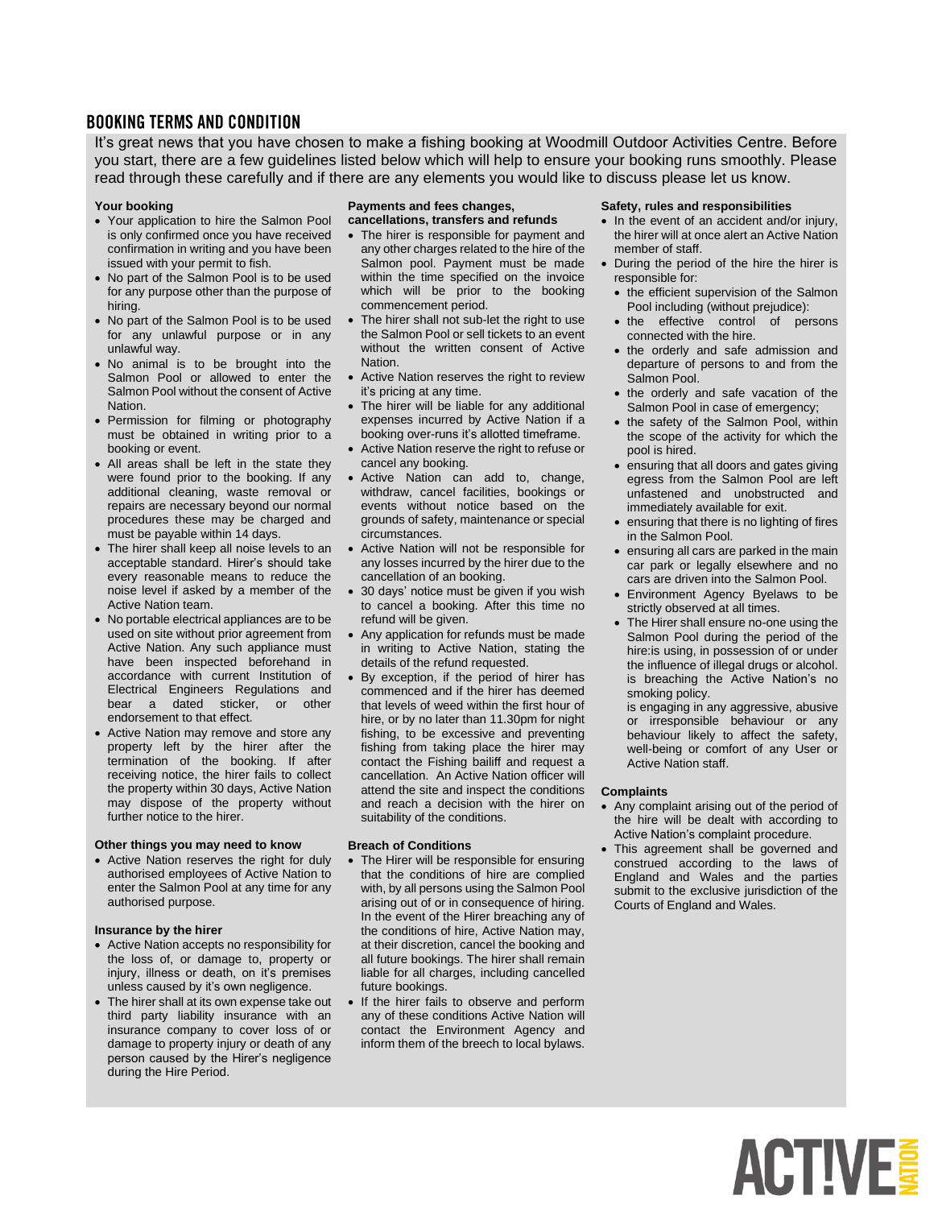## BOOKING TERMS AND CONDITION

It's great news that you have chosen to make a fishing booking at Woodmill Outdoor Activities Centre. Before you start, there are a few guidelines listed below which will help to ensure your booking runs smoothly. Please read through these carefully and if there are any elements you would like to discuss please let us know.

**Your booking**

- Your application to hire the Salmon Pool is only confirmed once you have received confirmation in writing and you have been issued with your permit to fish.
- No part of the Salmon Pool is to be used for any purpose other than the purpose of hiring.
- No part of the Salmon Pool is to be used for any unlawful purpose or in any unlawful way.
- No animal is to be brought into the Salmon Pool or allowed to enter the Salmon Pool without the consent of Active Nation.
- Permission for filming or photography must be obtained in writing prior to a booking or event.
- All areas shall be left in the state they were found prior to the booking. If any additional cleaning, waste removal or repairs are necessary beyond our normal procedures these may be charged and must be payable within 14 days.
- The hirer shall keep all noise levels to an acceptable standard. Hirer's should take every reasonable means to reduce the noise level if asked by a member of the Active Nation team.
- No portable electrical appliances are to be used on site without prior agreement from Active Nation. Any such appliance must have been inspected beforehand in accordance with current Institution of Electrical Engineers Regulations and bear a dated sticker, or other endorsement to that effect.
- Active Nation may remove and store any property left by the hirer after the termination of the booking. If after receiving notice, the hirer fails to collect the property within 30 days, Active Nation may dispose of the property without further notice to the hirer.

**Other things you may need to know**

- Active Nation reserves the right for duly authorised employees of Active Nation to enter the Salmon Pool at any time for any authorised purpose.

**Insurance by the hirer**

- Active Nation accepts no responsibility for the loss of, or damage to, property or injury, illness or death, on it's premises unless caused by it's own negligence.
- The hirer shall at its own expense take out third party liability insurance with an insurance company to cover loss of or damage to property injury or death of any person caused by the Hirer's negligence during the Hire Period.

**Payments and fees changes, cancellations, transfers and refunds**

- The hirer is responsible for payment and any other charges related to the hire of the Salmon pool. Payment must be made within the time specified on the invoice which will be prior to the booking commencement period.
- The hirer shall not sub-let the right to use the Salmon Pool or sell tickets to an event without the written consent of Active Nation.
- Active Nation reserves the right to review it's pricing at any time.
- The hirer will be liable for any additional expenses incurred by Active Nation if a booking over-runs it's allotted timeframe.
- Active Nation reserve the right to refuse or cancel any booking.
- Active Nation can add to, change, withdraw, cancel facilities, bookings or events without notice based on the grounds of safety, maintenance or special circumstances.
- Active Nation will not be responsible for any losses incurred by the hirer due to the cancellation of an booking.
- 30 days' notice must be given if you wish to cancel a booking. After this time no refund will be given.
- Any application for refunds must be made in writing to Active Nation, stating the details of the refund requested.
- By exception, if the period of hirer has commenced and if the hirer has deemed that levels of weed within the first hour of hire, or by no later than 11.30pm for night fishing, to be excessive and preventing fishing from taking place the hirer may contact the Fishing bailiff and request a cancellation. An Active Nation officer will attend the site and inspect the conditions and reach a decision with the hirer on suitability of the conditions.

**Breach of Conditions**

- The Hirer will be responsible for ensuring that the conditions of hire are complied with, by all persons using the Salmon Pool arising out of or in consequence of hiring. In the event of the Hirer breaching any of the conditions of hire, Active Nation may, at their discretion, cancel the booking and all future bookings. The hirer shall remain liable for all charges, including cancelled future bookings.
- If the hirer fails to observe and perform any of these conditions Active Nation will contact the Environment Agency and inform them of the breech to local bylaws.

**Safety, rules and responsibilities**

- In the event of an accident and/or injury, the hirer will at once alert an Active Nation member of staff.
- During the period of the hire the hirer is responsible for:
  - the efficient supervision of the Salmon Pool including (without prejudice):
  - the effective control of persons connected with the hire.
  - the orderly and safe admission and departure of persons to and from the Salmon Pool.
  - the orderly and safe vacation of the Salmon Pool in case of emergency;
  - the safety of the Salmon Pool, within the scope of the activity for which the pool is hired.
  - ensuring that all doors and gates giving egress from the Salmon Pool are left unfastened and unobstructed and immediately available for exit.
  - ensuring that there is no lighting of fires in the Salmon Pool.
  - ensuring all cars are parked in the main car park or legally elsewhere and no cars are driven into the Salmon Pool.
  - Environment Agency Byelaws to be strictly observed at all times.
  - The Hirer shall ensure no-one using the Salmon Pool during the period of the hire:is using, in possession of or under the influence of illegal drugs or alcohol. is breaching the Active Nation's no smoking policy.  
    is engaging in any aggressive, abusive or irresponsible behaviour or any behaviour likely to affect the safety, well-being or comfort of any User or Active Nation staff.

**Complaints**

- Any complaint arising out of the period of the hire will be dealt with according to Active Nation's complaint procedure.
- This agreement shall be governed and construed according to the laws of England and Wales and the parties submit to the exclusive jurisdiction of the Courts of England and Wales.

ACT!VE NATION